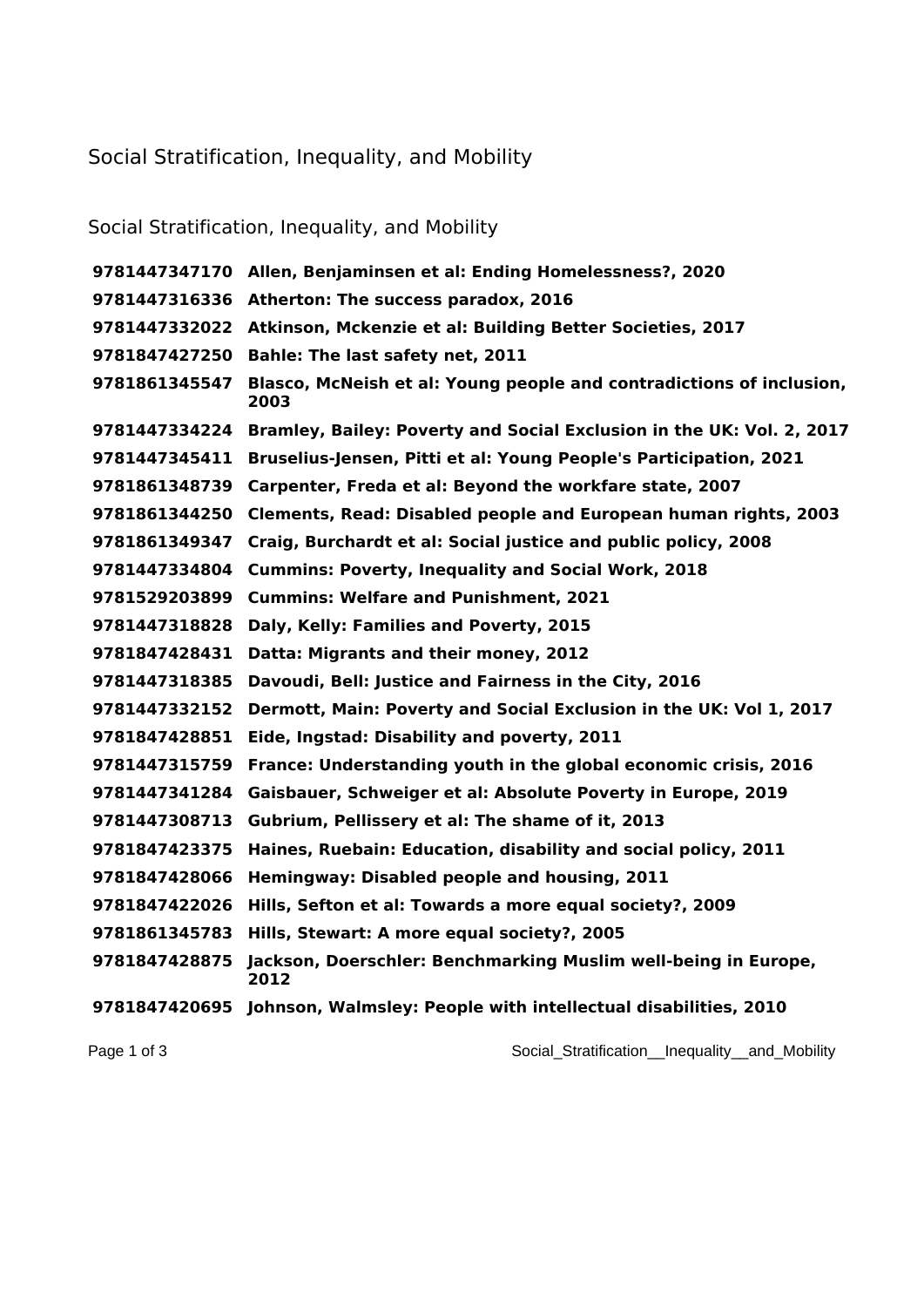# Social Stratification, Inequality, and Mobility

## Social Stratification, Inequality, and Mobility

| | |
|---|---|
| **9781447347170** | **Allen, Benjaminsen et al: Ending Homelessness?, 2020** |
| **9781447316336** | **Atherton: The success paradox, 2016** |
| **9781447332022** | **Atkinson, Mckenzie et al: Building Better Societies, 2017** |
| **9781847427250** | **Bahle: The last safety net, 2011** |
| **9781861345547** | **Blasco, McNeish et al: Young people and contradictions of inclusion, 2003** |
| **9781447334224** | **Bramley, Bailey: Poverty and Social Exclusion in the UK: Vol. 2, 2017** |
| **9781447345411** | **Bruselius-Jensen, Pitti et al: Young People's Participation, 2021** |
| **9781861348739** | **Carpenter, Freda et al: Beyond the workfare state, 2007** |
| **9781861344250** | **Clements, Read: Disabled people and European human rights, 2003** |
| **9781861349347** | **Craig, Burchardt et al: Social justice and public policy, 2008** |
| **9781447334804** | **Cummins: Poverty, Inequality and Social Work, 2018** |
| **9781529203899** | **Cummins: Welfare and Punishment, 2021** |
| **9781447318828** | **Daly, Kelly: Families and Poverty, 2015** |
| **9781847428431** | **Datta: Migrants and their money, 2012** |
| **9781447318385** | **Davoudi, Bell: Justice and Fairness in the City, 2016** |
| **9781447332152** | **Dermott, Main: Poverty and Social Exclusion in the UK: Vol 1, 2017** |
| **9781847428851** | **Eide, Ingstad: Disability and poverty, 2011** |
| **9781447315759** | **France: Understanding youth in the global economic crisis, 2016** |
| **9781447341284** | **Gaisbauer, Schweiger et al: Absolute Poverty in Europe, 2019** |
| **9781447308713** | **Gubrium, Pellissery et al: The shame of it, 2013** |
| **9781847423375** | **Haines, Ruebain: Education, disability and social policy, 2011** |
| **9781847428066** | **Hemingway: Disabled people and housing, 2011** |
| **9781847422026** | **Hills, Sefton et al: Towards a more equal society?, 2009** |
| **9781861345783** | **Hills, Stewart: A more equal society?, 2005** |
| **9781847428875** | **Jackson, Doerschler: Benchmarking Muslim well-being in Europe, 2012** |
| **9781847420695** | **Johnson, Walmsley: People with intellectual disabilities, 2010** |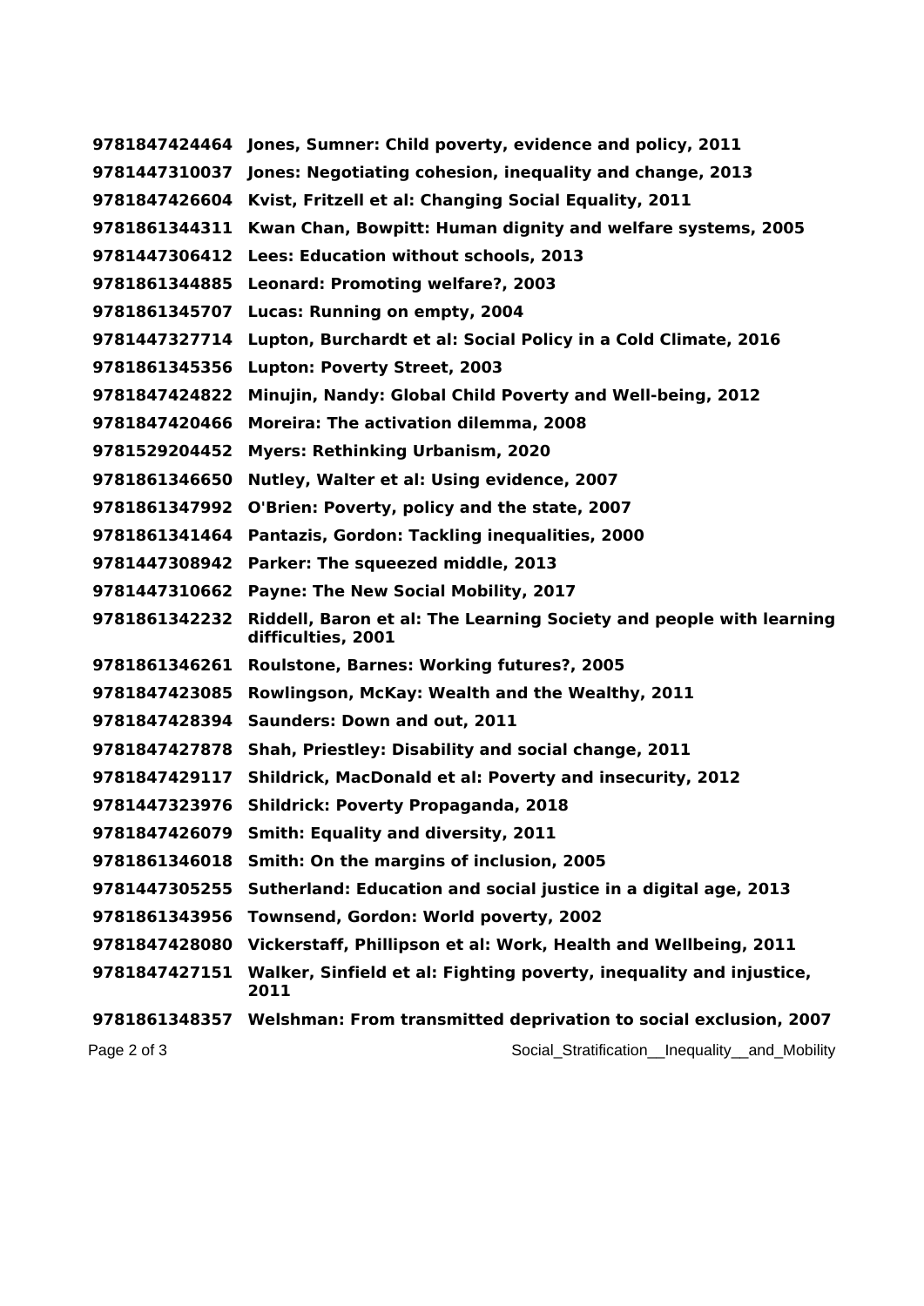**9781847424464 Jones, Sumner: Child poverty, evidence and policy, 2011**

**9781447310037 Jones: Negotiating cohesion, inequality and change, 2013**

**9781847426604 Kvist, Fritzell et al: Changing Social Equality, 2011**

**9781861344311 Kwan Chan, Bowpitt: Human dignity and welfare systems, 2005**

**9781447306412 Lees: Education without schools, 2013**

**9781861344885 Leonard: Promoting welfare?, 2003**

**9781861345707 Lucas: Running on empty, 2004**

**9781447327714 Lupton, Burchardt et al: Social Policy in a Cold Climate, 2016**

**9781861345356 Lupton: Poverty Street, 2003**

**9781847424822 Minujin, Nandy: Global Child Poverty and Well-being, 2012**

**9781847420466 Moreira: The activation dilemma, 2008**

**9781529204452 Myers: Rethinking Urbanism, 2020**

**9781861346650 Nutley, Walter et al: Using evidence, 2007**

**9781861347992 O'Brien: Poverty, policy and the state, 2007**

**9781861341464 Pantazis, Gordon: Tackling inequalities, 2000**

**9781447308942 Parker: The squeezed middle, 2013**

**9781447310662 Payne: The New Social Mobility, 2017**

**9781861342232 Riddell, Baron et al: The Learning Society and people with learning difficulties, 2001**

**9781861346261 Roulstone, Barnes: Working futures?, 2005**

**9781847423085 Rowlingson, McKay: Wealth and the Wealthy, 2011**

**9781847428394 Saunders: Down and out, 2011**

**9781847427878 Shah, Priestley: Disability and social change, 2011**

**9781847429117 Shildrick, MacDonald et al: Poverty and insecurity, 2012**

**9781447323976 Shildrick: Poverty Propaganda, 2018**

**9781847426079 Smith: Equality and diversity, 2011**

**9781861346018 Smith: On the margins of inclusion, 2005**

**9781447305255 Sutherland: Education and social justice in a digital age, 2013**

**9781861343956 Townsend, Gordon: World poverty, 2002**

**9781847428080 Vickerstaff, Phillipson et al: Work, Health and Wellbeing, 2011**

**9781847427151 Walker, Sinfield et al: Fighting poverty, inequality and injustice, 2011**

**9781861348357 Welshman: From transmitted deprivation to social exclusion, 2007**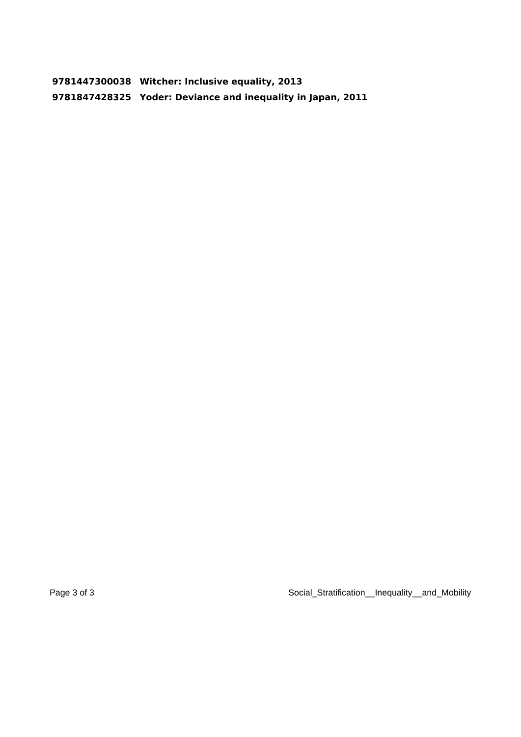**9781447300038 Witcher: Inclusive equality, 2013**

**9781847428325 Yoder: Deviance and inequality in Japan, 2011**